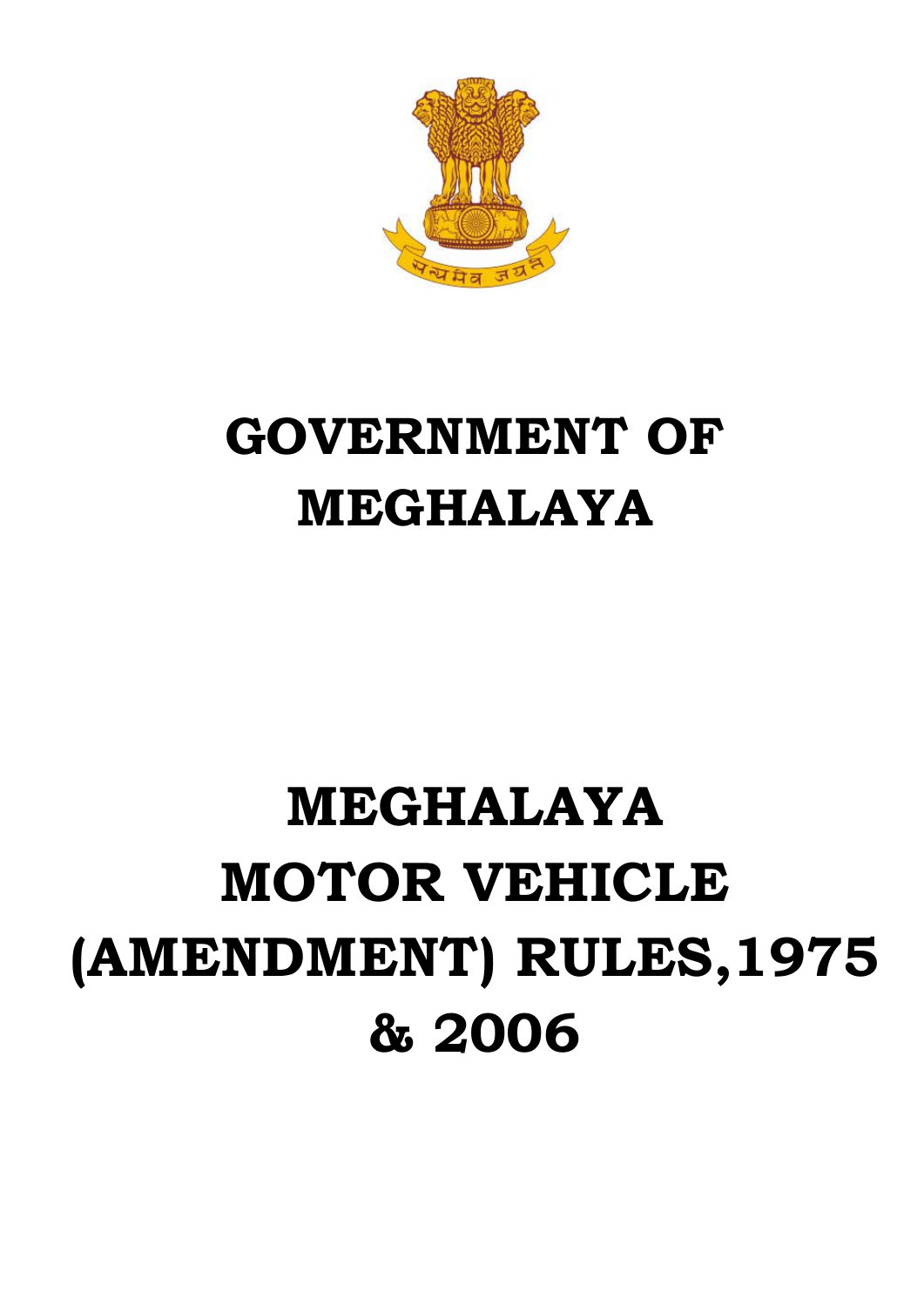# GOVERNMENT OF MEGHALAYA

# MEGHALAYA MOTOR VEHICLE (AMENDMENT) RULES,1975 & 2006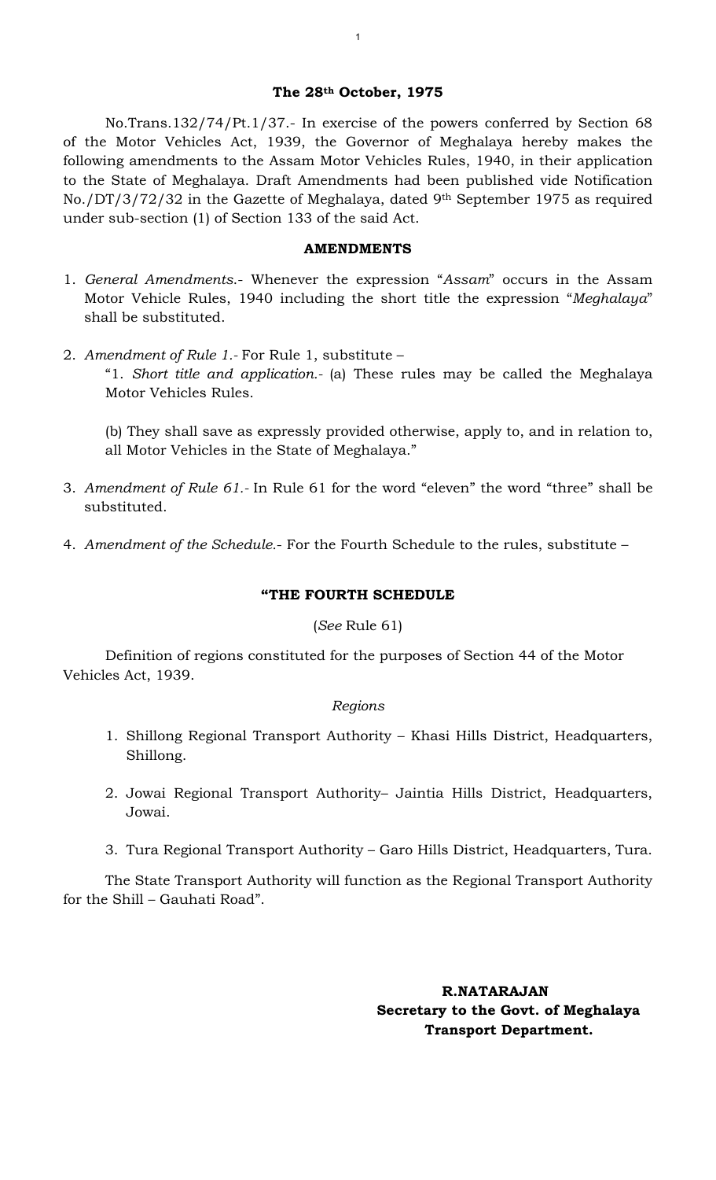**The 28th October, 1975**

No.Trans.132/74/Pt.1/37.- In exercise of the powers conferred by Section 68 of the Motor Vehicles Act, 1939, the Governor of Meghalaya hereby makes the following amendments to the Assam Motor Vehicles Rules, 1940, in their application to the State of Meghalaya. Draft Amendments had been published vide Notification No./DT/3/72/32 in the Gazette of Meghalaya, dated 9th September 1975 as required under sub-section (1) of Section 133 of the said Act.

**AMENDMENTS**

1. *General Amendments*.- Whenever the expression "*Assam*" occurs in the Assam Motor Vehicle Rules, 1940 including the short title the expression "*Meghalaya*" shall be substituted.

2. *Amendment of Rule 1.*- For Rule 1, substitute –

   "1. *Short title and application.*- (a) These rules may be called the Meghalaya Motor Vehicles Rules.

   (b) They shall save as expressly provided otherwise, apply to, and in relation to, all Motor Vehicles in the State of Meghalaya."

3. *Amendment of Rule 61.*- In Rule 61 for the word "eleven" the word "three" shall be substituted.

4. *Amendment of the Schedule.*- For the Fourth Schedule to the rules, substitute –

**"THE FOURTH SCHEDULE**

(*See* Rule 61)

Definition of regions constituted for the purposes of Section 44 of the Motor Vehicles Act, 1939.

*Regions*

1. Shillong Regional Transport Authority – Khasi Hills District, Headquarters, Shillong.

2. Jowai Regional Transport Authority– Jaintia Hills District, Headquarters, Jowai.

3. Tura Regional Transport Authority – Garo Hills District, Headquarters, Tura.

The State Transport Authority will function as the Regional Transport Authority for the Shill – Gauhati Road".

**R.NATARAJAN**
**Secretary to the Govt. of Meghalaya**
**Transport Department.**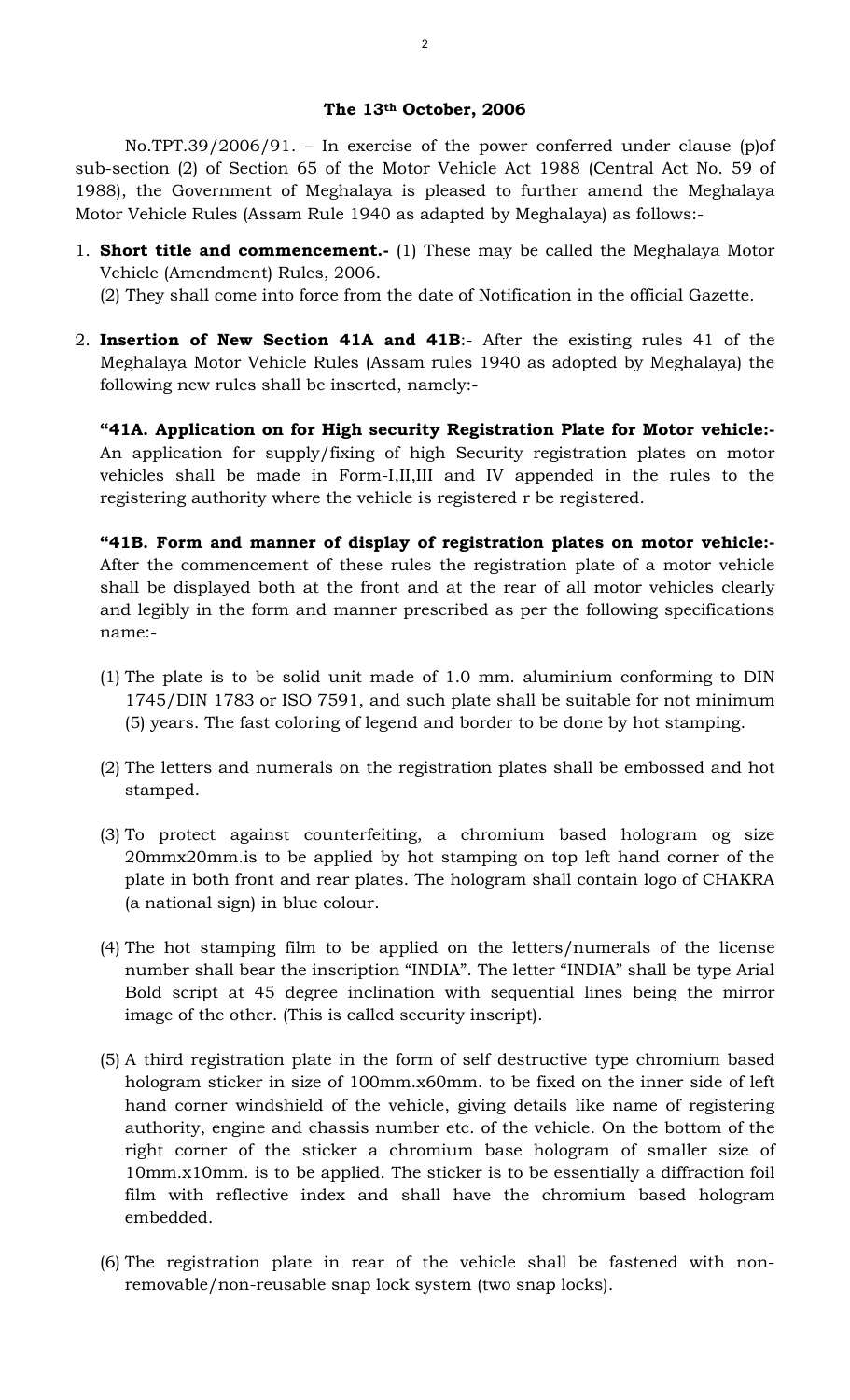**The 13th October, 2006**

No.TPT.39/2006/91. – In exercise of the power conferred under clause (p)of sub-section (2) of Section 65 of the Motor Vehicle Act 1988 (Central Act No. 59 of 1988), the Government of Meghalaya is pleased to further amend the Meghalaya Motor Vehicle Rules (Assam Rule 1940 as adapted by Meghalaya) as follows:-

1. **Short title and commencement.-** (1) These may be called the Meghalaya Motor Vehicle (Amendment) Rules, 2006.
   (2) They shall come into force from the date of Notification in the official Gazette.

2. **Insertion of New Section 41A and 41B**:- After the existing rules 41 of the Meghalaya Motor Vehicle Rules (Assam rules 1940 as adopted by Meghalaya) the following new rules shall be inserted, namely:-

**"41A. Application on for High security Registration Plate for Motor vehicle:-** An application for supply/fixing of high Security registration plates on motor vehicles shall be made in Form-I,II,III and IV appended in the rules to the registering authority where the vehicle is registered r be registered.

**"41B. Form and manner of display of registration plates on motor vehicle:-** After the commencement of these rules the registration plate of a motor vehicle shall be displayed both at the front and at the rear of all motor vehicles clearly and legibly in the form and manner prescribed as per the following specifications name:-

(1) The plate is to be solid unit made of 1.0 mm. aluminium conforming to DIN 1745/DIN 1783 or ISO 7591, and such plate shall be suitable for not minimum (5) years. The fast coloring of legend and border to be done by hot stamping.

(2) The letters and numerals on the registration plates shall be embossed and hot stamped.

(3) To protect against counterfeiting, a chromium based hologram og size 20mmx20mm.is to be applied by hot stamping on top left hand corner of the plate in both front and rear plates. The hologram shall contain logo of CHAKRA (a national sign) in blue colour.

(4) The hot stamping film to be applied on the letters/numerals of the license number shall bear the inscription "INDIA". The letter "INDIA" shall be type Arial Bold script at 45 degree inclination with sequential lines being the mirror image of the other. (This is called security inscript).

(5) A third registration plate in the form of self destructive type chromium based hologram sticker in size of 100mm.x60mm. to be fixed on the inner side of left hand corner windshield of the vehicle, giving details like name of registering authority, engine and chassis number etc. of the vehicle. On the bottom of the right corner of the sticker a chromium base hologram of smaller size of 10mm.x10mm. is to be applied. The sticker is to be essentially a diffraction foil film with reflective index and shall have the chromium based hologram embedded.

(6) The registration plate in rear of the vehicle shall be fastened with non-removable/non-reusable snap lock system (two snap locks).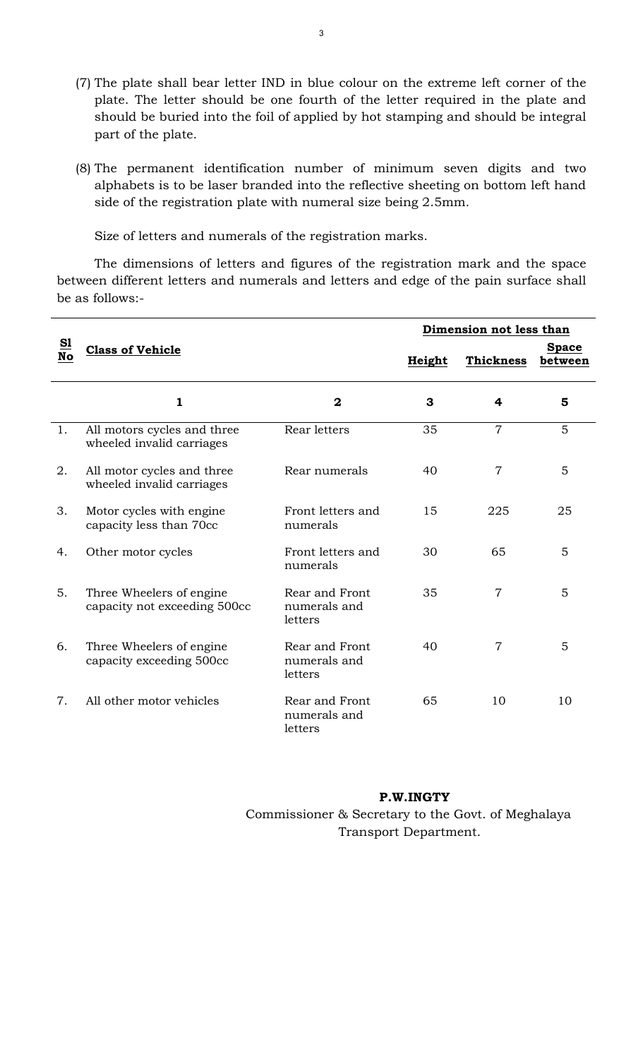(7) The plate shall bear letter IND in blue colour on the extreme left corner of the plate. The letter should be one fourth of the letter required in the plate and should be buried into the foil of applied by hot stamping and should be integral part of the plate.

(8) The permanent identification number of minimum seven digits and two alphabets is to be laser branded into the reflective sheeting on bottom left hand side of the registration plate with numeral size being 2.5mm.

Size of letters and numerals of the registration marks.

The dimensions of letters and figures of the registration mark and the space between different letters and numerals and letters and edge of the pain surface shall be as follows:-

| Sl No | Class of Vehicle | | Dimension not less than | | |
|---|---|---|---|---|---|
| | | | **Height** | **Thickness** | **Space between** |
| | **1** | **2** | **3** | **4** | **5** |
| 1. | All motors cycles and three wheeled invalid carriages | Rear letters | 35 | 7 | 5 |
| 2. | All motor cycles and three wheeled invalid carriages | Rear numerals | 40 | 7 | 5 |
| 3. | Motor cycles with engine capacity less than 70cc | Front letters and numerals | 15 | 225 | 25 |
| 4. | Other motor cycles | Front letters and numerals | 30 | 65 | 5 |
| 5. | Three Wheelers of engine capacity not exceeding 500cc | Rear and Front numerals and letters | 35 | 7 | 5 |
| 6. | Three Wheelers of engine capacity exceeding 500cc | Rear and Front numerals and letters | 40 | 7 | 5 |
| 7. | All other motor vehicles | Rear and Front numerals and letters | 65 | 10 | 10 |

**P.W.INGTY**

Commissioner & Secretary to the Govt. of Meghalaya
Transport Department.